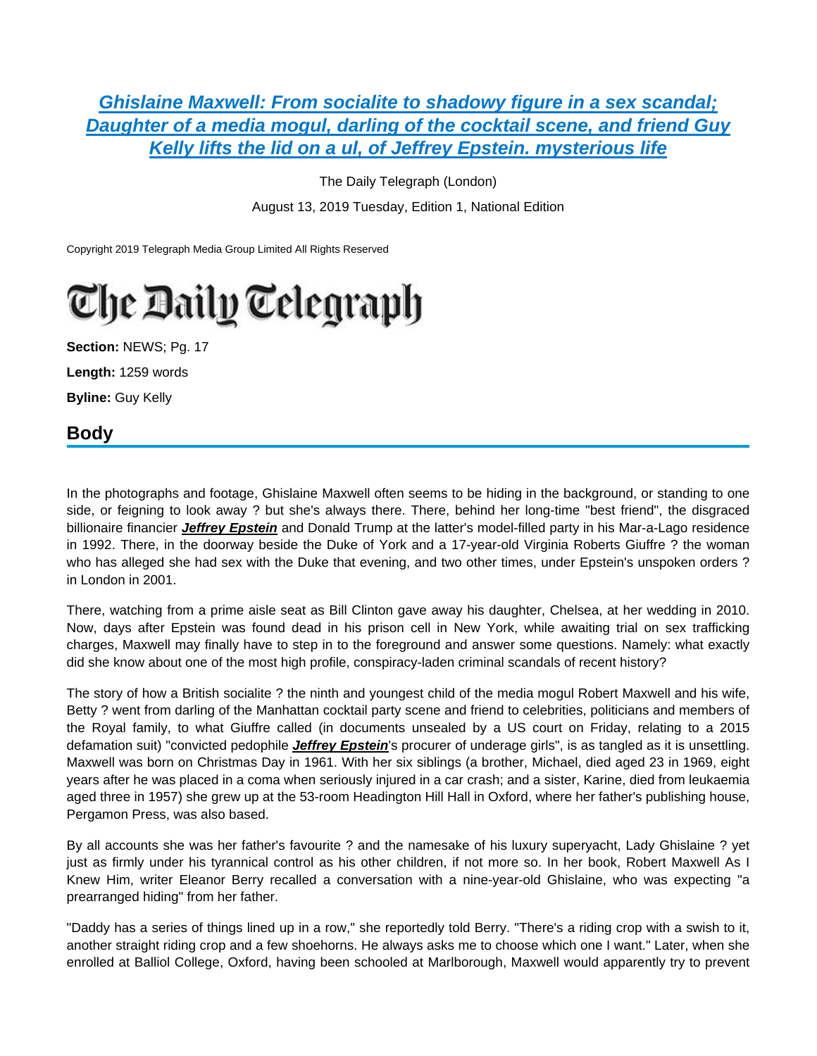# [Ghislaine Maxwell: From socialite to shadowy figure in a sex scandal; Daughter of a media mogul, darling of the cocktail scene, and friend Guy Kelly lifts the lid on a ul, of Jeffrey Epstein. mysterious life]

The Daily Telegraph (London)

August 13, 2019 Tuesday, Edition 1, National Edition

Copyright 2019 Telegraph Media Group Limited All Rights Reserved

The Daily Telegraph

**Section:** NEWS; Pg. 17

**Length:** 1259 words

**Byline:** Guy Kelly

## Body

In the photographs and footage, Ghislaine Maxwell often seems to be hiding in the background, or standing to one side, or feigning to look away ? but she's always there. There, behind her long-time "best friend", the disgraced billionaire financier ***Jeffrey Epstein*** and Donald Trump at the latter's model-filled party in his Mar-a-Lago residence in 1992. There, in the doorway beside the Duke of York and a 17-year-old Virginia Roberts Giuffre ? the woman who has alleged she had sex with the Duke that evening, and two other times, under Epstein's unspoken orders ? in London in 2001.

There, watching from a prime aisle seat as Bill Clinton gave away his daughter, Chelsea, at her wedding in 2010. Now, days after Epstein was found dead in his prison cell in New York, while awaiting trial on sex trafficking charges, Maxwell may finally have to step in to the foreground and answer some questions. Namely: what exactly did she know about one of the most high profile, conspiracy-laden criminal scandals of recent history?

The story of how a British socialite ? the ninth and youngest child of the media mogul Robert Maxwell and his wife, Betty ? went from darling of the Manhattan cocktail party scene and friend to celebrities, politicians and members of the Royal family, to what Giuffre called (in documents unsealed by a US court on Friday, relating to a 2015 defamation suit) "convicted pedophile ***Jeffrey Epstein***'s procurer of underage girls", is as tangled as it is unsettling. Maxwell was born on Christmas Day in 1961. With her six siblings (a brother, Michael, died aged 23 in 1969, eight years after he was placed in a coma when seriously injured in a car crash; and a sister, Karine, died from leukaemia aged three in 1957) she grew up at the 53-room Headington Hill Hall in Oxford, where her father's publishing house, Pergamon Press, was also based.

By all accounts she was her father's favourite ? and the namesake of his luxury superyacht, Lady Ghislaine ? yet just as firmly under his tyrannical control as his other children, if not more so. In her book, Robert Maxwell As I Knew Him, writer Eleanor Berry recalled a conversation with a nine-year-old Ghislaine, who was expecting "a prearranged hiding" from her father.

"Daddy has a series of things lined up in a row," she reportedly told Berry. "There's a riding crop with a swish to it, another straight riding crop and a few shoehorns. He always asks me to choose which one I want." Later, when she enrolled at Balliol College, Oxford, having been schooled at Marlborough, Maxwell would apparently try to prevent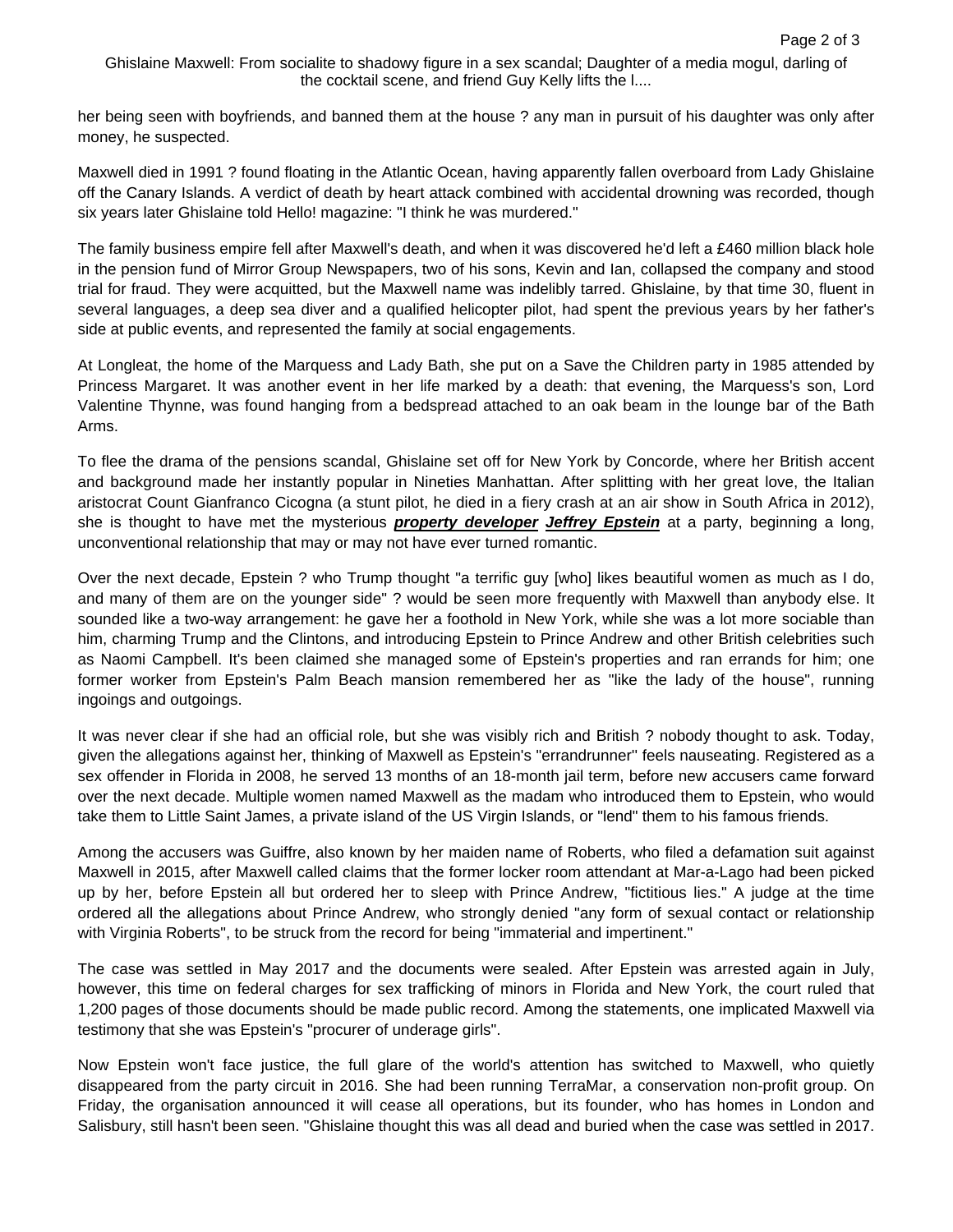her being seen with boyfriends, and banned them at the house ? any man in pursuit of his daughter was only after money, he suspected.

Maxwell died in 1991 ? found floating in the Atlantic Ocean, having apparently fallen overboard from Lady Ghislaine off the Canary Islands. A verdict of death by heart attack combined with accidental drowning was recorded, though six years later Ghislaine told Hello! magazine: "I think he was murdered."

The family business empire fell after Maxwell's death, and when it was discovered he'd left a £460 million black hole in the pension fund of Mirror Group Newspapers, two of his sons, Kevin and Ian, collapsed the company and stood trial for fraud. They were acquitted, but the Maxwell name was indelibly tarred. Ghislaine, by that time 30, fluent in several languages, a deep sea diver and a qualified helicopter pilot, had spent the previous years by her father's side at public events, and represented the family at social engagements.

At Longleat, the home of the Marquess and Lady Bath, she put on a Save the Children party in 1985 attended by Princess Margaret. It was another event in her life marked by a death: that evening, the Marquess's son, Lord Valentine Thynne, was found hanging from a bedspread attached to an oak beam in the lounge bar of the Bath Arms.

To flee the drama of the pensions scandal, Ghislaine set off for New York by Concorde, where her British accent and background made her instantly popular in Nineties Manhattan. After splitting with her great love, the Italian aristocrat Count Gianfranco Cicogna (a stunt pilot, he died in a fiery crash at an air show in South Africa in 2012), she is thought to have met the mysterious ***property developer*** ***Jeffrey Epstein*** at a party, beginning a long, unconventional relationship that may or may not have ever turned romantic.

Over the next decade, Epstein ? who Trump thought "a terrific guy [who] likes beautiful women as much as I do, and many of them are on the younger side" ? would be seen more frequently with Maxwell than anybody else. It sounded like a two-way arrangement: he gave her a foothold in New York, while she was a lot more sociable than him, charming Trump and the Clintons, and introducing Epstein to Prince Andrew and other British celebrities such as Naomi Campbell. It's been claimed she managed some of Epstein's properties and ran errands for him; one former worker from Epstein's Palm Beach mansion remembered her as "like the lady of the house", running ingoings and outgoings.

It was never clear if she had an official role, but she was visibly rich and British ? nobody thought to ask. Today, given the allegations against her, thinking of Maxwell as Epstein's "errandrunner" feels nauseating. Registered as a sex offender in Florida in 2008, he served 13 months of an 18-month jail term, before new accusers came forward over the next decade. Multiple women named Maxwell as the madam who introduced them to Epstein, who would take them to Little Saint James, a private island of the US Virgin Islands, or "lend" them to his famous friends.

Among the accusers was Guiffre, also known by her maiden name of Roberts, who filed a defamation suit against Maxwell in 2015, after Maxwell called claims that the former locker room attendant at Mar-a-Lago had been picked up by her, before Epstein all but ordered her to sleep with Prince Andrew, "fictitious lies." A judge at the time ordered all the allegations about Prince Andrew, who strongly denied "any form of sexual contact or relationship with Virginia Roberts", to be struck from the record for being "immaterial and impertinent."

The case was settled in May 2017 and the documents were sealed. After Epstein was arrested again in July, however, this time on federal charges for sex trafficking of minors in Florida and New York, the court ruled that 1,200 pages of those documents should be made public record. Among the statements, one implicated Maxwell via testimony that she was Epstein's "procurer of underage girls".

Now Epstein won't face justice, the full glare of the world's attention has switched to Maxwell, who quietly disappeared from the party circuit in 2016. She had been running TerraMar, a conservation non-profit group. On Friday, the organisation announced it will cease all operations, but its founder, who has homes in London and Salisbury, still hasn't been seen. "Ghislaine thought this was all dead and buried when the case was settled in 2017.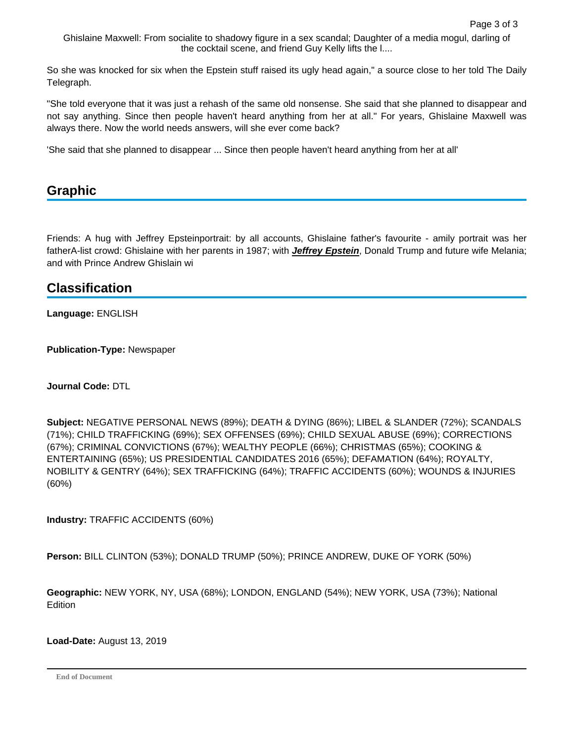So she was knocked for six when the Epstein stuff raised its ugly head again," a source close to her told The Daily Telegraph.

"She told everyone that it was just a rehash of the same old nonsense. She said that she planned to disappear and not say anything. Since then people haven't heard anything from her at all." For years, Ghislaine Maxwell was always there. Now the world needs answers, will she ever come back?

'She said that she planned to disappear ... Since then people haven't heard anything from her at all'

## Graphic

Friends: A hug with Jeffrey Epsteinportrait: by all accounts, Ghislaine father's favourite - amily portrait was her fatherA-list crowd: Ghislaine with her parents in 1987; with ***Jeffrey Epstein***, Donald Trump and future wife Melania; and with Prince Andrew Ghislain wi

## Classification

**Language:** ENGLISH

**Publication-Type:** Newspaper

**Journal Code:** DTL

**Subject:** NEGATIVE PERSONAL NEWS (89%); DEATH & DYING (86%); LIBEL & SLANDER (72%); SCANDALS (71%); CHILD TRAFFICKING (69%); SEX OFFENSES (69%); CHILD SEXUAL ABUSE (69%); CORRECTIONS (67%); CRIMINAL CONVICTIONS (67%); WEALTHY PEOPLE (66%); CHRISTMAS (65%); COOKING & ENTERTAINING (65%); US PRESIDENTIAL CANDIDATES 2016 (65%); DEFAMATION (64%); ROYALTY, NOBILITY & GENTRY (64%); SEX TRAFFICKING (64%); TRAFFIC ACCIDENTS (60%); WOUNDS & INJURIES (60%)

**Industry:** TRAFFIC ACCIDENTS (60%)

**Person:** BILL CLINTON (53%); DONALD TRUMP (50%); PRINCE ANDREW, DUKE OF YORK (50%)

**Geographic:** NEW YORK, NY, USA (68%); LONDON, ENGLAND (54%); NEW YORK, USA (73%); National Edition

**Load-Date:** August 13, 2019

End of Document